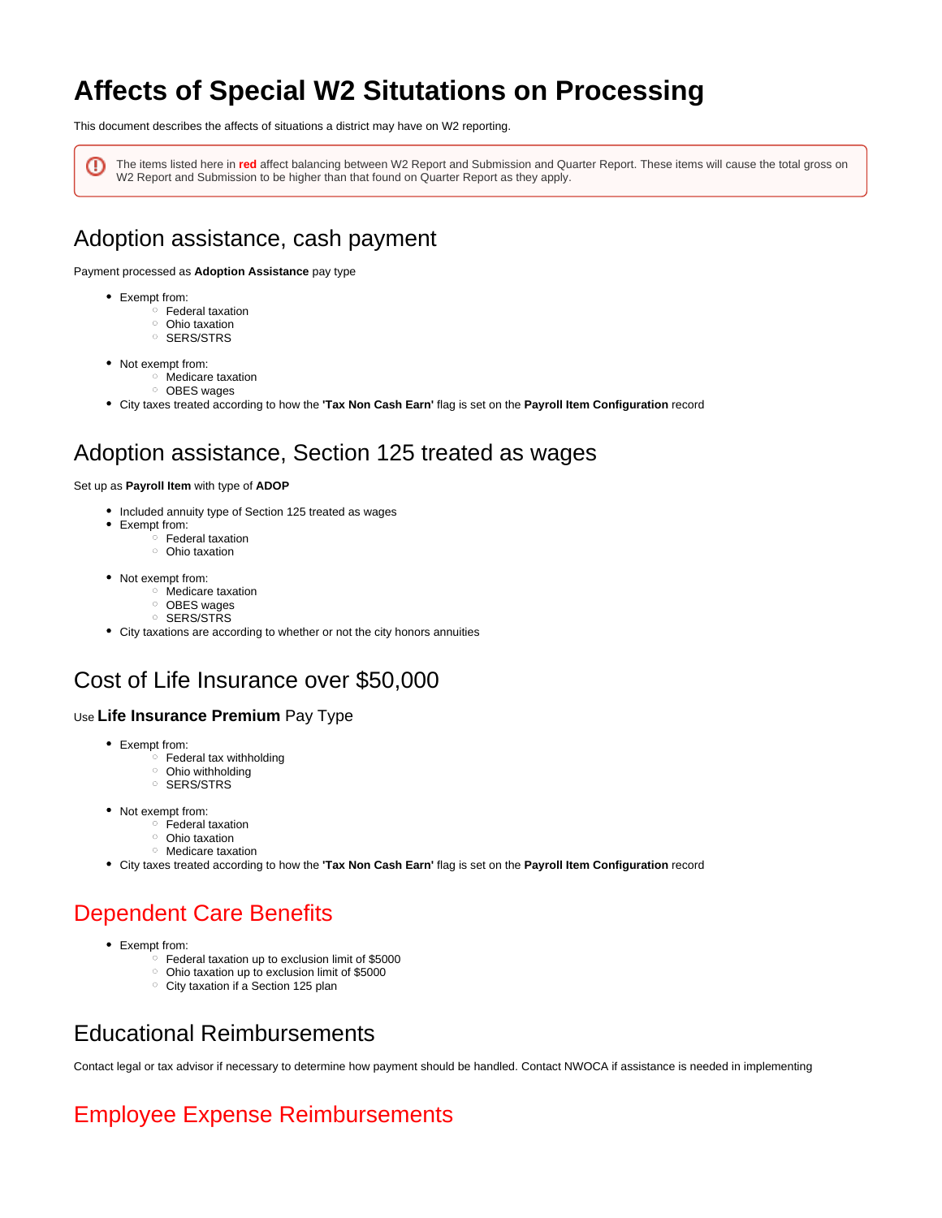# Affects of Special W2 Situtations on Processing

This document describes the affects of situations a district may have on W2 reporting.

> The items listed here in **red** affect balancing between W2 Report and Submission and Quarter Report. These items will cause the total gross on W2 Report and Submission to be higher than that found on Quarter Report as they apply.

## Adoption assistance, cash payment

Payment processed as **Adoption Assistance** pay type

- Exempt from:
  - Federal taxation
  - Ohio taxation
  - SERS/STRS
- Not exempt from:
  - Medicare taxation
  - OBES wages
- City taxes treated according to how the **'Tax Non Cash Earn'** flag is set on the **Payroll Item Configuration** record

## Adoption assistance, Section 125 treated as wages

Set up as **Payroll Item** with type of **ADOP**

- Included annuity type of Section 125 treated as wages
- Exempt from:
  - Federal taxation
  - Ohio taxation
- Not exempt from:
  - Medicare taxation
  - OBES wages
  - SERS/STRS
- City taxations are according to whether or not the city honors annuities

## Cost of Life Insurance over $50,000

### Use **Life Insurance Premium** Pay Type

- Exempt from:
  - Federal tax withholding
  - Ohio withholding
  - SERS/STRS
- Not exempt from:
  - Federal taxation
  - Ohio taxation
  - Medicare taxation
- City taxes treated according to how the **'Tax Non Cash Earn'** flag is set on the **Payroll Item Configuration** record

## Dependent Care Benefits

- Exempt from:
  - Federal taxation up to exclusion limit of $5000
  - Ohio taxation up to exclusion limit of $5000
  - City taxation if a Section 125 plan

## Educational Reimbursements

Contact legal or tax advisor if necessary to determine how payment should be handled. Contact NWOCA if assistance is needed in implementing

## Employee Expense Reimbursements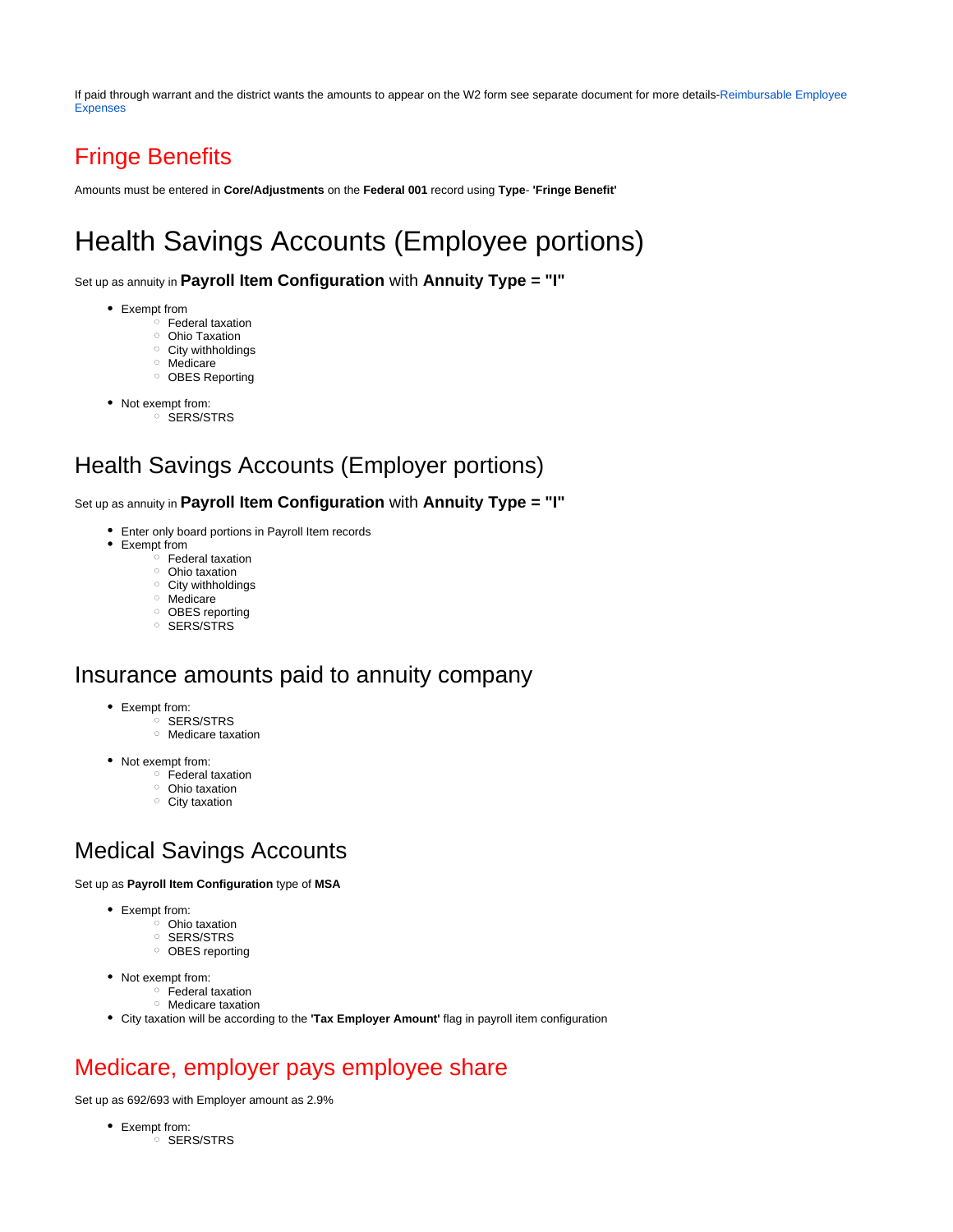If paid through warrant and the district wants the amounts to appear on the W2 form see separate document for more details-Reimbursable Employee Expenses

## Fringe Benefits

Amounts must be entered in **Core/Adjustments** on the **Federal 001** record using **Type**- **'Fringe Benefit'**

# Health Savings Accounts (Employee portions)

Set up as annuity in **Payroll Item Configuration** with **Annuity Type = "I"**

- Exempt from
  - Federal taxation
  - Ohio Taxation
  - City withholdings
  - Medicare
  - OBES Reporting
- Not exempt from:
  - SERS/STRS

## Health Savings Accounts (Employer portions)

Set up as annuity in **Payroll Item Configuration** with **Annuity Type = "I"**

- Enter only board portions in Payroll Item records
- Exempt from
  - Federal taxation
  - Ohio taxation
  - City withholdings
  - Medicare
  - OBES reporting
  - SERS/STRS

## Insurance amounts paid to annuity company

- Exempt from:
  - SERS/STRS
  - Medicare taxation
- Not exempt from:
  - Federal taxation
  - Ohio taxation
  - City taxation

## Medical Savings Accounts

Set up as **Payroll Item Configuration** type of **MSA**

- Exempt from:
  - Ohio taxation
  - SERS/STRS
  - OBES reporting
- Not exempt from:
  - Federal taxation
  - Medicare taxation
- City taxation will be according to the **'Tax Employer Amount'** flag in payroll item configuration

## Medicare, employer pays employee share

Set up as 692/693 with Employer amount as 2.9%

- Exempt from:
  - SERS/STRS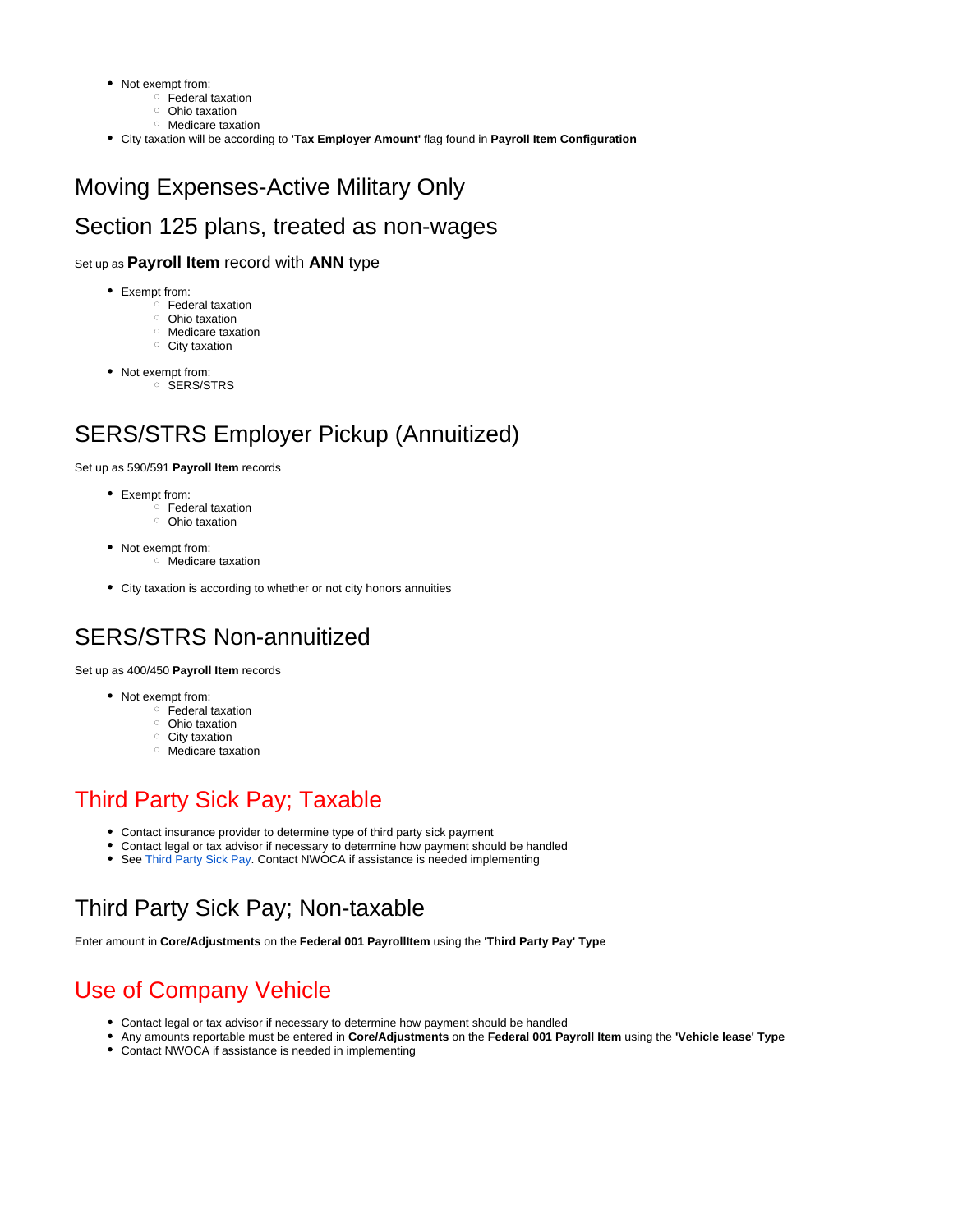- Not exempt from:
  - Federal taxation
  - Ohio taxation
  - Medicare taxation
- City taxation will be according to **'Tax Employer Amount'** flag found in **Payroll Item Configuration**

## Moving Expenses-Active Military Only

## Section 125 plans, treated as non-wages

Set up as **Payroll Item** record with **ANN** type

- Exempt from:
  - Federal taxation
  - Ohio taxation
  - Medicare taxation
  - City taxation
- Not exempt from:
  - SERS/STRS

## SERS/STRS Employer Pickup (Annuitized)

Set up as 590/591 **Payroll Item** records

- Exempt from:
  - Federal taxation
  - Ohio taxation
- Not exempt from:
  - Medicare taxation
- City taxation is according to whether or not city honors annuities

## SERS/STRS Non-annuitized

Set up as 400/450 **Payroll Item** records

- Not exempt from:
  - Federal taxation
  - Ohio taxation
  - City taxation
  - Medicare taxation

## Third Party Sick Pay; Taxable

- Contact insurance provider to determine type of third party sick payment
- Contact legal or tax advisor if necessary to determine how payment should be handled
- See Third Party Sick Pay. Contact NWOCA if assistance is needed implementing

## Third Party Sick Pay; Non-taxable

Enter amount in **Core/Adjustments** on the **Federal 001 PayrollItem** using the **'Third Party Pay' Type**

## Use of Company Vehicle

- Contact legal or tax advisor if necessary to determine how payment should be handled
- Any amounts reportable must be entered in **Core/Adjustments** on the **Federal 001 Payroll Item** using the **'Vehicle lease' Type**
- Contact NWOCA if assistance is needed in implementing